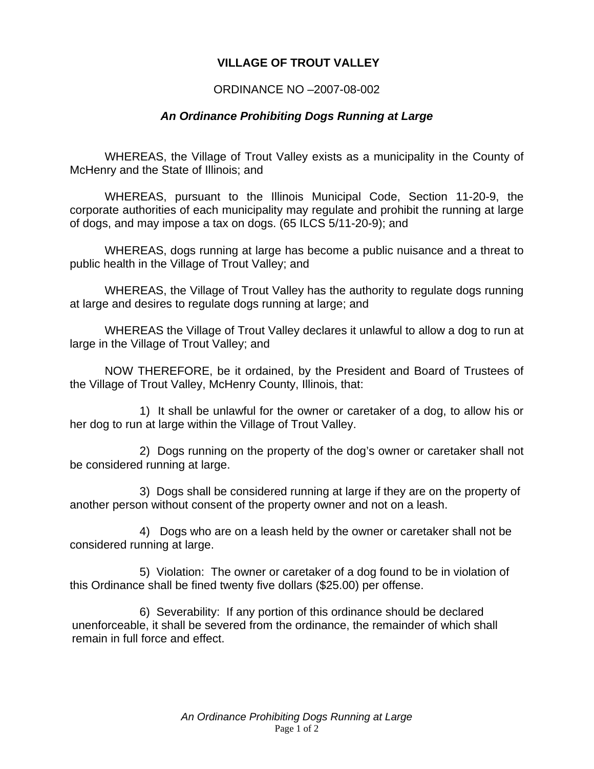# VILLAGE OF TROUT VALLEY

ORDINANCE NO –2007-08-002

## *An Ordinance Prohibiting Dogs Running at Large*

WHEREAS, the Village of Trout Valley exists as a municipality in the County of McHenry and the State of Illinois; and

WHEREAS, pursuant to the Illinois Municipal Code, Section 11-20-9, the corporate authorities of each municipality may regulate and prohibit the running at large of dogs, and may impose a tax on dogs. (65 ILCS 5/11-20-9); and

WHEREAS, dogs running at large has become a public nuisance and a threat to public health in the Village of Trout Valley; and

WHEREAS, the Village of Trout Valley has the authority to regulate dogs running at large and desires to regulate dogs running at large; and

WHEREAS the Village of Trout Valley declares it unlawful to allow a dog to run at large in the Village of Trout Valley; and

NOW THEREFORE, be it ordained, by the President and Board of Trustees of the Village of Trout Valley, McHenry County, Illinois, that:

1) It shall be unlawful for the owner or caretaker of a dog, to allow his or her dog to run at large within the Village of Trout Valley.

2) Dogs running on the property of the dog's owner or caretaker shall not be considered running at large.

3) Dogs shall be considered running at large if they are on the property of another person without consent of the property owner and not on a leash.

4) Dogs who are on a leash held by the owner or caretaker shall not be considered running at large.

5) Violation: The owner or caretaker of a dog found to be in violation of this Ordinance shall be fined twenty five dollars ($25.00) per offense.

6) Severability: If any portion of this ordinance should be declared unenforceable, it shall be severed from the ordinance, the remainder of which shall remain in full force and effect.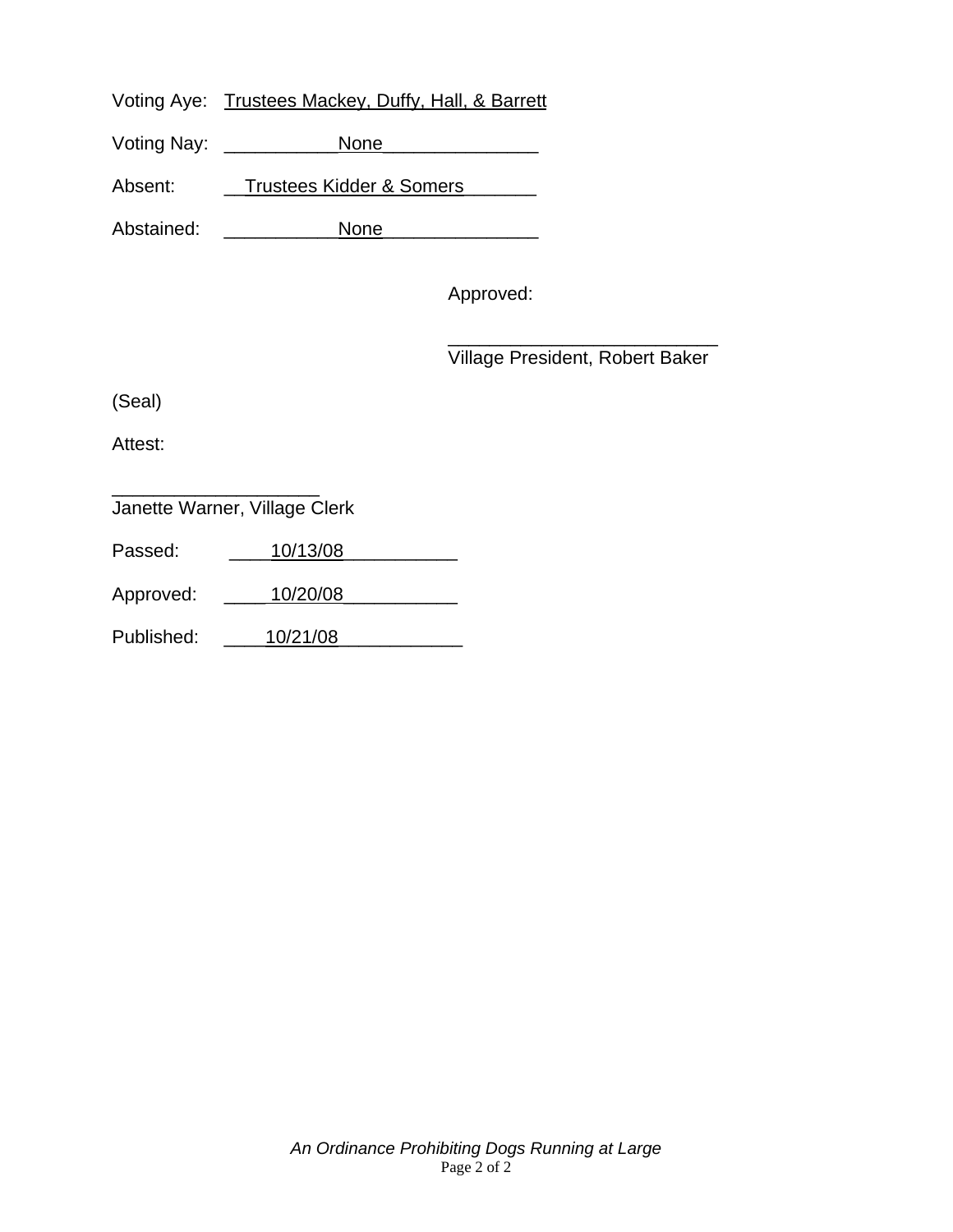Voting Aye: Trustees Mackey, Duffy, Hall, & Barrett

Voting Nay: None

Absent: Trustees Kidder & Somers

Abstained: None

Approved:

___________________________

Village President, Robert Baker

(Seal)

Attest:

_____________________

Janette Warner, Village Clerk

Passed: 10/13/08

Approved: 10/20/08

Published: 10/21/08